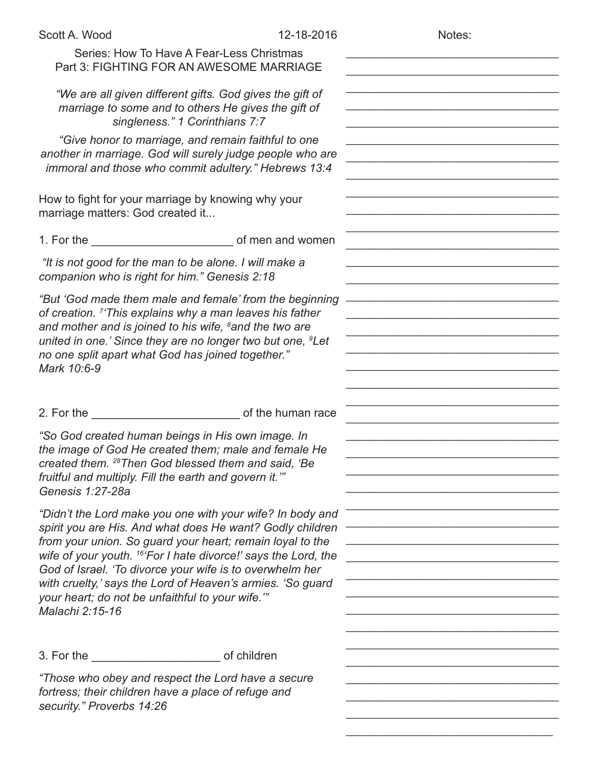Scott A. Wood 12-18-2016

Notes:

## Series: How To Have A Fear-Less Christmas
## Part 3: FIGHTING FOR AN AWESOME MARRIAGE

*"We are all given different gifts. God gives the gift of marriage to some and to others He gives the gift of singleness." 1 Corinthians 7:7*

*"Give honor to marriage, and remain faithful to one another in marriage. God will surely judge people who are immoral and those who commit adultery." Hebrews 13:4*

How to fight for your marriage by knowing why your marriage matters: God created it...

1. For the ______________________ of men and women

*"It is not good for the man to be alone. I will make a companion who is right for him." Genesis 2:18*

*"But 'God made them male and female' from the beginning of creation. [7]'This explains why a man leaves his father and mother and is joined to his wife, [8]and the two are united in one.' Since they are no longer two but one, [9]Let no one split apart what God has joined together." Mark 10:6-9*

2. For the _______________________ of the human race

*"So God created human beings in His own image. In the image of God He created them; male and female He created them. [28]Then God blessed them and said, 'Be fruitful and multiply. Fill the earth and govern it.'" Genesis 1:27-28a*

*"Didn't the Lord make you one with your wife? In body and spirit you are His. And what does He want? Godly children from your union. So guard your heart; remain loyal to the wife of your youth. [16]'For I hate divorce!' says the Lord, the God of Israel. 'To divorce your wife is to overwhelm her with cruelty,' says the Lord of Heaven's armies. 'So guard your heart; do not be unfaithful to your wife.'" Malachi 2:15-16*

3. For the ____________________ of children

*"Those who obey and respect the Lord have a secure fortress; their children have a place of refuge and security." Proverbs 14:26*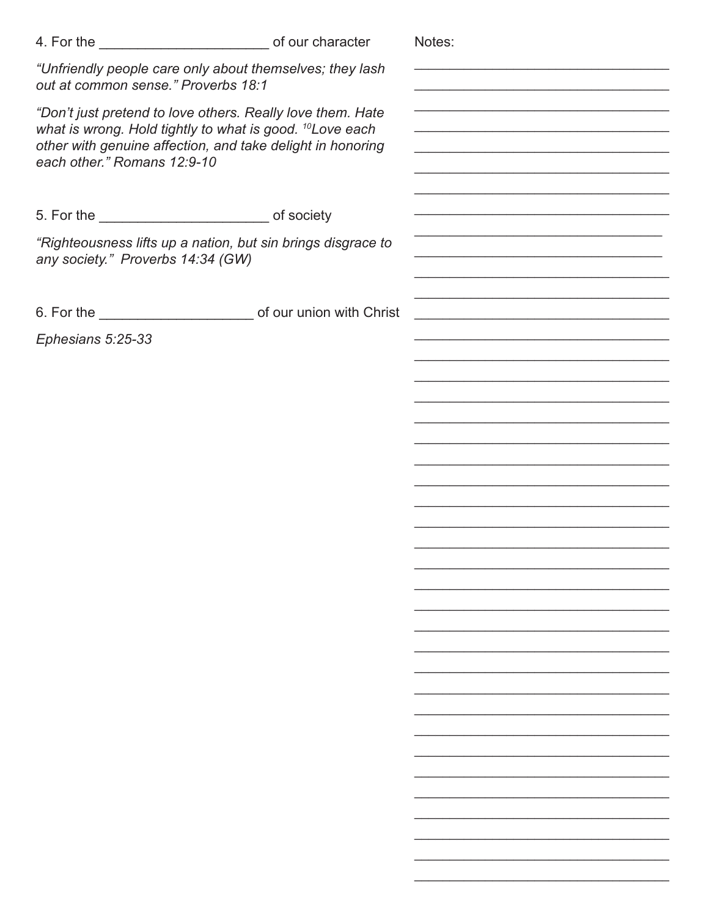4. For the ______________________ of our character

*"Unfriendly people care only about themselves; they lash out at common sense." Proverbs 18:1*

*"Don't just pretend to love others. Really love them. Hate what is wrong. Hold tightly to what is good. [10]Love each other with genuine affection, and take delight in honoring each other." Romans 12:9-10*

5. For the ______________________ of society

*"Righteousness lifts up a nation, but sin brings disgrace to any society." Proverbs 14:34 (GW)*

6. For the ____________________ of our union with Christ

*Ephesians 5:25-33*

Notes:

___________________________________

___________________________________

___________________________________

___________________________________

___________________________________

___________________________________

___________________________________

___________________________________

___________________________________

___________________________________

___________________________________

___________________________________

___________________________________

___________________________________

___________________________________

___________________________________

___________________________________

___________________________________

___________________________________

___________________________________

___________________________________

___________________________________

___________________________________

___________________________________

___________________________________

___________________________________

___________________________________

___________________________________

___________________________________

___________________________________

___________________________________

___________________________________

___________________________________

___________________________________

___________________________________

___________________________________

___________________________________

___________________________________

___________________________________

___________________________________

___________________________________

___________________________________